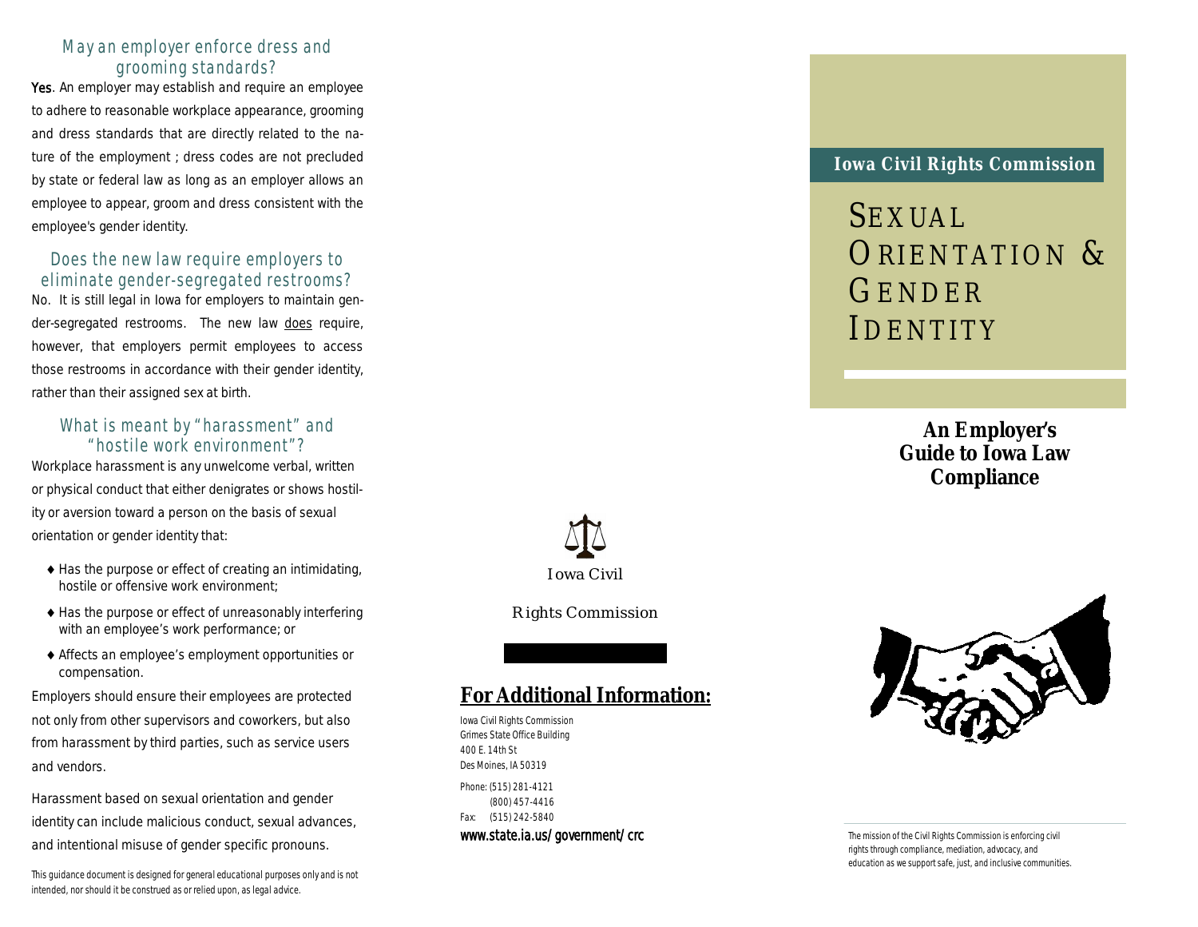## May an employer enforce dress and grooming standards?

**Yes**. An employer may establish and require an employee to adhere to reasonable workplace appearance, grooming and dress standards that are directly related to the nature of the employment ; dress codes are not precluded by state or federal law as long as an employer allows an employee to appear, groom and dress consistent with the employee's gender identity.

## Does the new law require employers to eliminate gender-segregated restrooms?

No. It is still legal in Iowa for employers to maintain gender-segregated restrooms. The new law does require, however, that employers permit employees to access those restrooms in accordance with their gender identity, rather than their assigned sex at birth.

## What is meant by "harassment" and "hostile work environment"?

Workplace harassment is any unwelcome verbal, written or physical conduct that either denigrates or shows hostility or aversion toward a person on the basis of sexual orientation or gender identity that:

- Has the purpose or effect of creating an intimidating, hostile or offensive work environment;
- Has the purpose or effect of unreasonably interfering with an employee's work performance; or
- Affects an employee's employment opportunities or compensation.

Employers should ensure their employees are protected not only from other supervisors and coworkers, but also from harassment by third parties, such as service users and vendors.

Harassment based on sexual orientation and gender identity can include malicious conduct, sexual advances, and intentional misuse of gender specific pronouns.

*This guidance document is designed for general educational purposes only and is not intended, nor should it be construed as or relied upon, as legal advice.*

Iowa Civil Rights Commission

## For Additional Information:

Iowa Civil Rights Commission
Grimes State Office Building
400 E. 14th St
Des Moines, IA 50319

Phone: (515) 281-4121
(800) 457-4416
Fax: (515) 242-5840

www.state.ia.us/government/crc

**Iowa Civil Rights Commission**

# Sexual Orientation & Gender Identity

**An Employer's Guide to Iowa Law Compliance**

The mission of the Civil Rights Commission is enforcing civil rights through compliance, mediation, advocacy, and education as we support safe, just, and inclusive communities.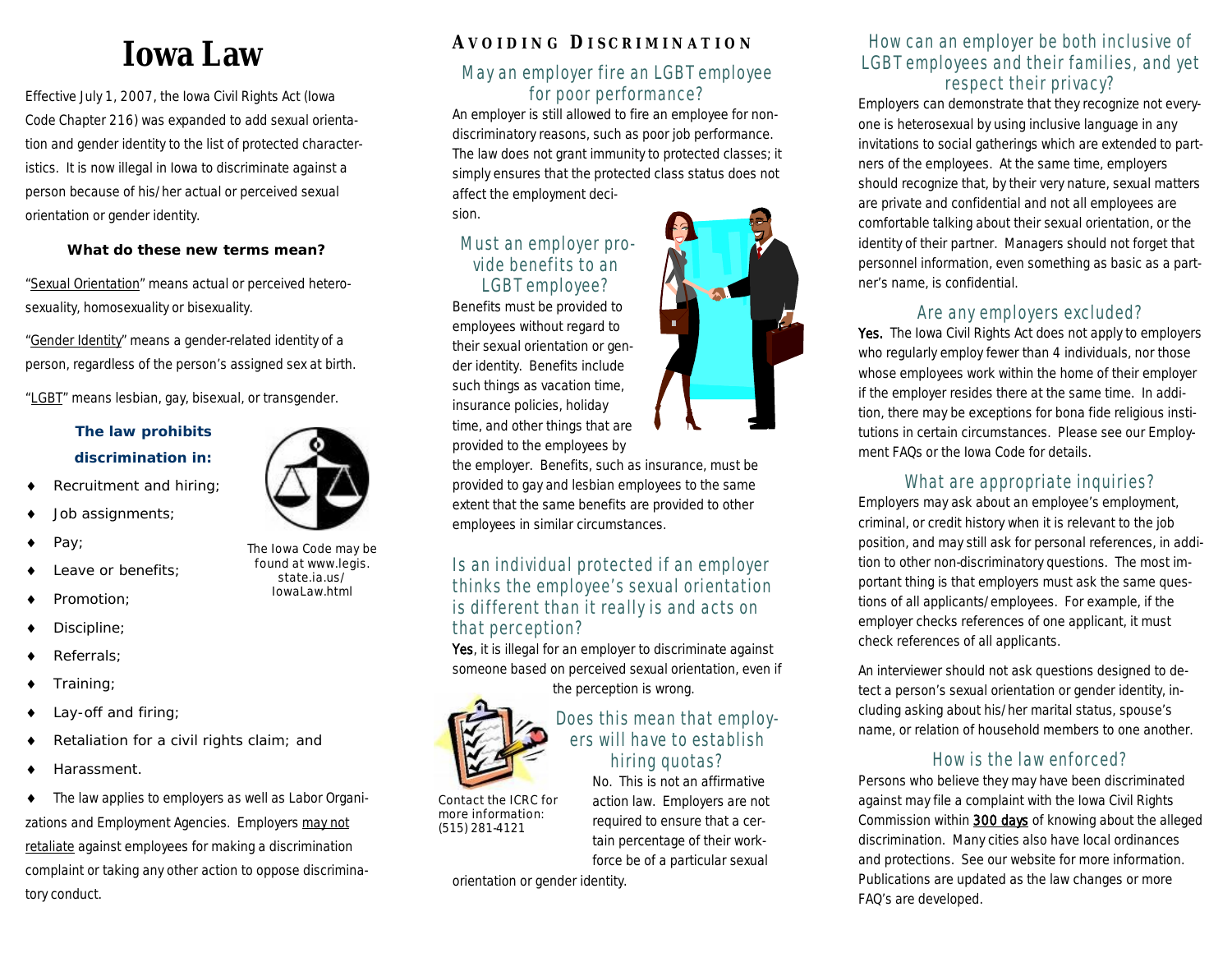# Iowa Law

Effective July 1, 2007, the Iowa Civil Rights Act (Iowa Code Chapter 216) was expanded to add sexual orientation and gender identity to the list of protected characteristics. It is now illegal in Iowa to discriminate against a person because of his/her actual or perceived sexual orientation or gender identity.

**What do these new terms mean?**

"Sexual Orientation" means actual or perceived heterosexuality, homosexuality or bisexuality.

"Gender Identity" means a gender-related identity of a person, regardless of the person's assigned sex at birth.

"LGBT" means lesbian, gay, bisexual, or transgender.

**The law prohibits discrimination in:**

- Recruitment and hiring;
- Job assignments;
- Pay;
- Leave or benefits;
- Promotion;
- Discipline;
- Referrals;
- Training;
- Lay-off and firing;
- Retaliation for a civil rights claim; and
- Harassment.
- The law applies to employers as well as Labor Organizations and Employment Agencies. Employers may not retaliate against employees for making a discrimination complaint or taking any other action to oppose discriminatory conduct.

The Iowa Code may be found at www.legis.state.ia.us/IowaLaw.html

## AVOIDING DISCRIMINATION

### May an employer fire an LGBT employee for poor performance?

An employer is still allowed to fire an employee for non-discriminatory reasons, such as poor job performance. The law does not grant immunity to protected classes; it simply ensures that the protected class status does not affect the employment decision.

### Must an employer provide benefits to an LGBT employee?

Benefits must be provided to employees without regard to their sexual orientation or gender identity. Benefits include such things as vacation time, insurance policies, holiday time, and other things that are provided to the employees by the employer. Benefits, such as insurance, must be provided to gay and lesbian employees to the same extent that the same benefits are provided to other employees in similar circumstances.

### Is an individual protected if an employer thinks the employee's sexual orientation is different than it really is and acts on that perception?

**Yes**, it is illegal for an employer to discriminate against someone based on perceived sexual orientation, even if the perception is wrong.

### Does this mean that employers will have to establish hiring quotas?

No. This is not an affirmative action law. Employers are not required to ensure that a certain percentage of their workforce be of a particular sexual orientation or gender identity.

Contact the ICRC for more information: (515) 281-4121

### How can an employer be both inclusive of LGBT employees and their families, and yet respect their privacy?

Employers can demonstrate that they recognize not everyone is heterosexual by using inclusive language in any invitations to social gatherings which are extended to partners of the employees. At the same time, employers should recognize that, by their very nature, sexual matters are private and confidential and not all employees are comfortable talking about their sexual orientation, or the identity of their partner. Managers should not forget that personnel information, even something as basic as a partner's name, is confidential.

### Are any employers excluded?

**Yes.** The Iowa Civil Rights Act does not apply to employers who regularly employ fewer than 4 individuals, nor those whose employees work within the home of their employer if the employer resides there at the same time. In addition, there may be exceptions for bona fide religious institutions in certain circumstances. Please see our Employment FAQs or the Iowa Code for details.

### What are appropriate inquiries?

Employers may ask about an employee's employment, criminal, or credit history when it is relevant to the job position, and may still ask for personal references, in addition to other non-discriminatory questions. The most important thing is that employers must ask the same questions of all applicants/employees. For example, if the employer checks references of one applicant, it must check references of all applicants.

An interviewer should not ask questions designed to detect a person's sexual orientation or gender identity, including asking about his/her marital status, spouse's name, or relation of household members to one another.

### How is the law enforced?

Persons who believe they may have been discriminated against may file a complaint with the Iowa Civil Rights Commission within **300 days** of knowing about the alleged discrimination. Many cities also have local ordinances and protections. See our website for more information. Publications are updated as the law changes or more FAQ's are developed.